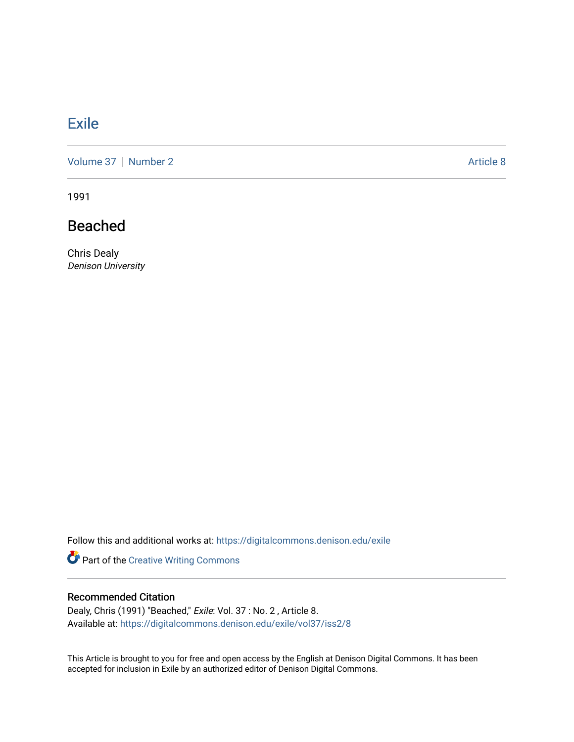# Exile

Volume 37 | Number 2 | Article 8

1991

## Beached

Chris Dealy
*Denison University*

Follow this and additional works at: https://digitalcommons.denison.edu/exile

Part of the Creative Writing Commons

### Recommended Citation

Dealy, Chris (1991) "Beached," *Exile*: Vol. 37 : No. 2 , Article 8.
Available at: https://digitalcommons.denison.edu/exile/vol37/iss2/8

This Article is brought to you for free and open access by the English at Denison Digital Commons. It has been accepted for inclusion in Exile by an authorized editor of Denison Digital Commons.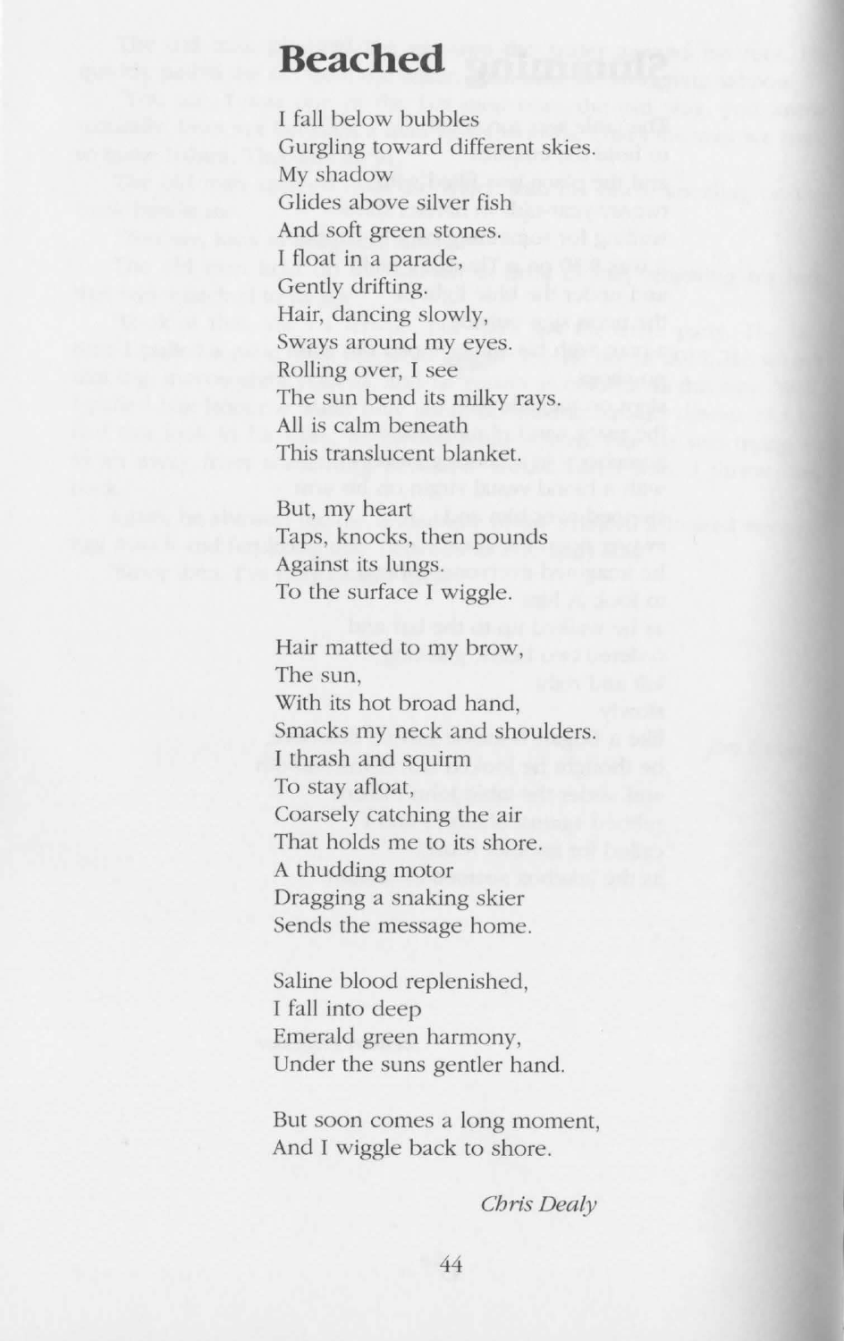# Beached

I fall below bubbles
Gurgling toward different skies.
My shadow
Glides above silver fish
And soft green stones.
I float in a parade,
Gently drifting.
Hair, dancing slowly,
Sways around my eyes.
Rolling over, I see
The sun bend its milky rays.
All is calm beneath
This translucent blanket.

But, my heart
Taps, knocks, then pounds
Against its lungs.
To the surface I wiggle.

Hair matted to my brow,
The sun,
With its hot broad hand,
Smacks my neck and shoulders.
I thrash and squirm
To stay afloat,
Coarsely catching the air
That holds me to its shore.
A thudding motor
Dragging a snaking skier
Sends the message home.

Saline blood replenished,
I fall into deep
Emerald green harmony,
Under the suns gentler hand.

But soon comes a long moment,
And I wiggle back to shore.

*Chris Dealy*